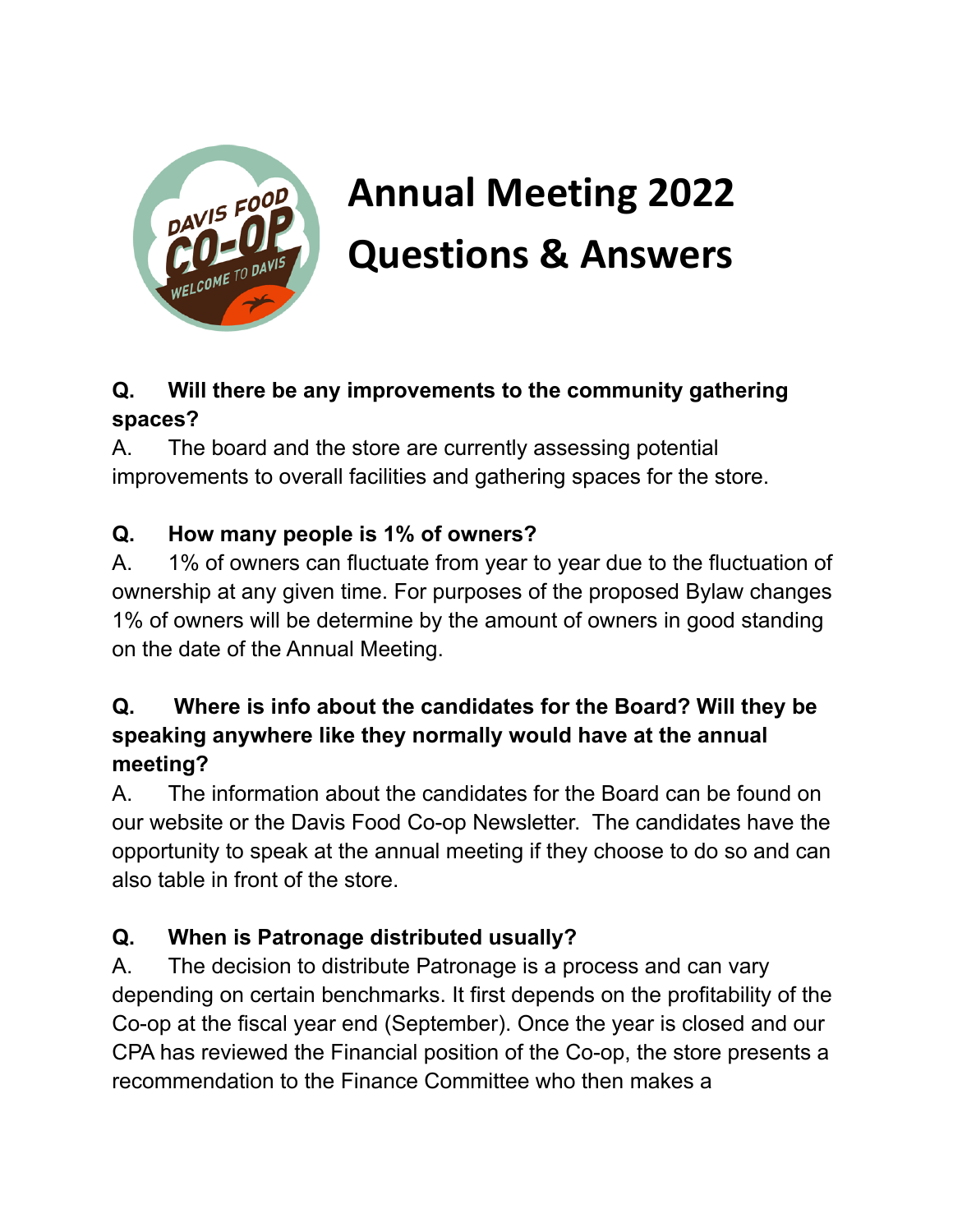# Annual Meeting 2022 Questions & Answers

**Q. Will there be any improvements to the community gathering spaces?**

A. The board and the store are currently assessing potential improvements to overall facilities and gathering spaces for the store.

**Q. How many people is 1% of owners?**

A. 1% of owners can fluctuate from year to year due to the fluctuation of ownership at any given time. For purposes of the proposed Bylaw changes 1% of owners will be determine by the amount of owners in good standing on the date of the Annual Meeting.

**Q. Where is info about the candidates for the Board? Will they be speaking anywhere like they normally would have at the annual meeting?**

A. The information about the candidates for the Board can be found on our website or the Davis Food Co-op Newsletter. The candidates have the opportunity to speak at the annual meeting if they choose to do so and can also table in front of the store.

**Q. When is Patronage distributed usually?**

A. The decision to distribute Patronage is a process and can vary depending on certain benchmarks. It first depends on the profitability of the Co-op at the fiscal year end (September). Once the year is closed and our CPA has reviewed the Financial position of the Co-op, the store presents a recommendation to the Finance Committee who then makes a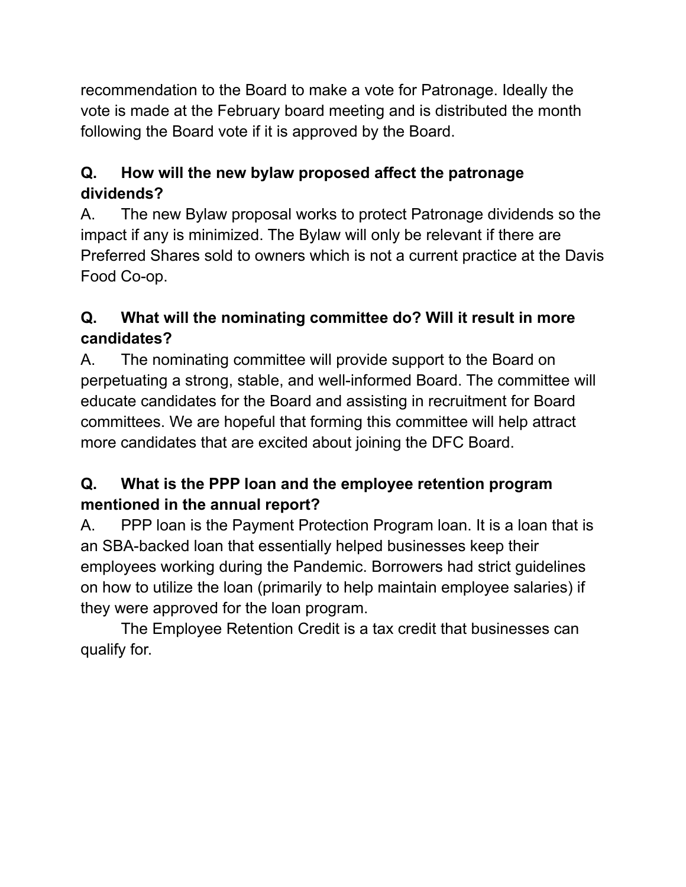recommendation to the Board to make a vote for Patronage. Ideally the vote is made at the February board meeting and is distributed the month following the Board vote if it is approved by the Board.

**Q. How will the new bylaw proposed affect the patronage dividends?**

A. The new Bylaw proposal works to protect Patronage dividends so the impact if any is minimized. The Bylaw will only be relevant if there are Preferred Shares sold to owners which is not a current practice at the Davis Food Co-op.

**Q. What will the nominating committee do? Will it result in more candidates?**

A. The nominating committee will provide support to the Board on perpetuating a strong, stable, and well-informed Board. The committee will educate candidates for the Board and assisting in recruitment for Board committees. We are hopeful that forming this committee will help attract more candidates that are excited about joining the DFC Board.

**Q. What is the PPP loan and the employee retention program mentioned in the annual report?**

A. PPP loan is the Payment Protection Program loan. It is a loan that is an SBA-backed loan that essentially helped businesses keep their employees working during the Pandemic. Borrowers had strict guidelines on how to utilize the loan (primarily to help maintain employee salaries) if they were approved for the loan program.

The Employee Retention Credit is a tax credit that businesses can qualify for.